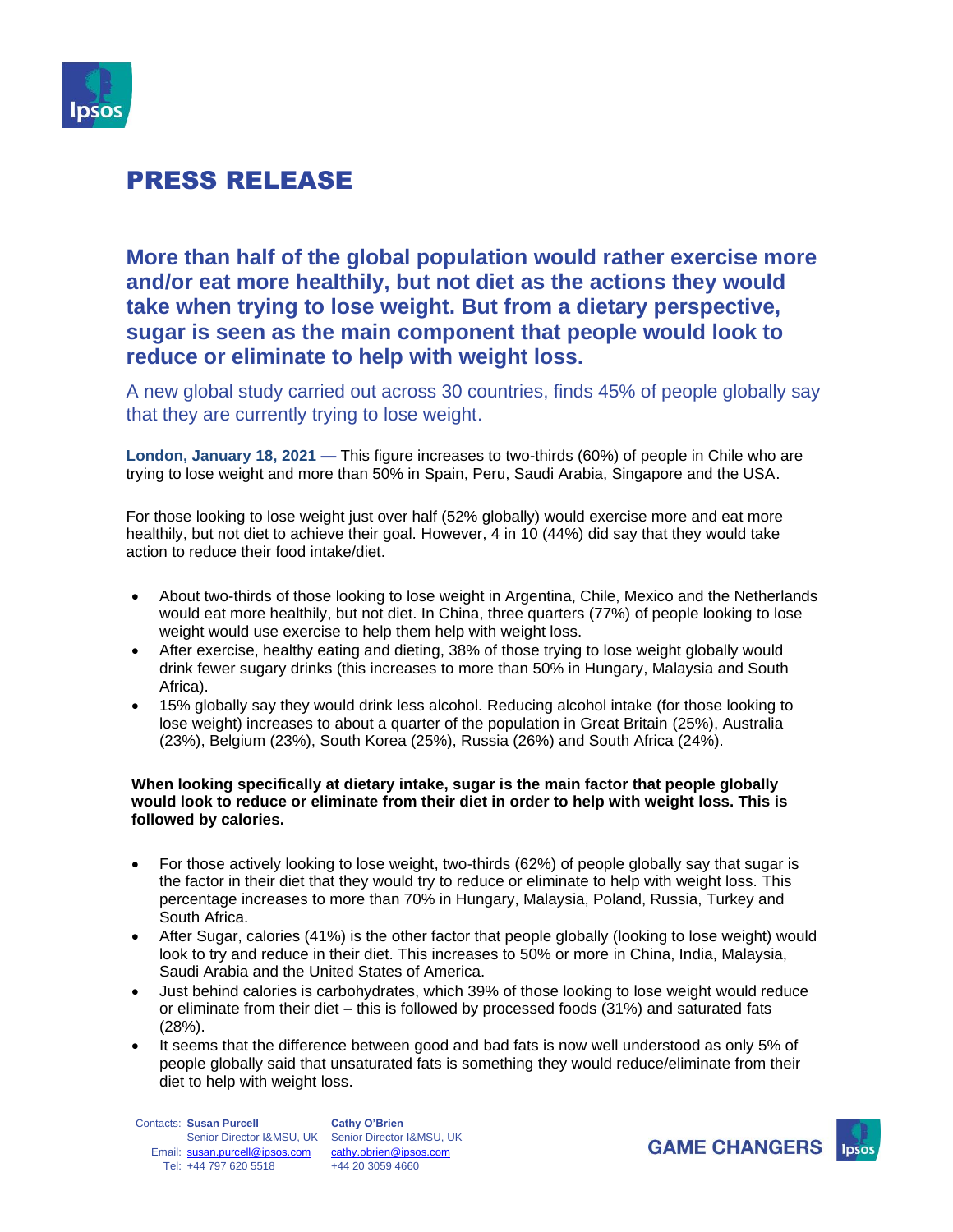# PRESS RELEASE

## More than half of the global population would rather exercise more and/or eat more healthily, but not diet as the actions they would take when trying to lose weight. But from a dietary perspective, sugar is seen as the main component that people would look to reduce or eliminate to help with weight loss.

A new global study carried out across 30 countries, finds 45% of people globally say that they are currently trying to lose weight.

**London, January 18, 2021 —** This figure increases to two-thirds (60%) of people in Chile who are trying to lose weight and more than 50% in Spain, Peru, Saudi Arabia, Singapore and the USA.

For those looking to lose weight just over half (52% globally) would exercise more and eat more healthily, but not diet to achieve their goal. However, 4 in 10 (44%) did say that they would take action to reduce their food intake/diet.

- About two-thirds of those looking to lose weight in Argentina, Chile, Mexico and the Netherlands would eat more healthily, but not diet. In China, three quarters (77%) of people looking to lose weight would use exercise to help them help with weight loss.
- After exercise, healthy eating and dieting, 38% of those trying to lose weight globally would drink fewer sugary drinks (this increases to more than 50% in Hungary, Malaysia and South Africa).
- 15% globally say they would drink less alcohol. Reducing alcohol intake (for those looking to lose weight) increases to about a quarter of the population in Great Britain (25%), Australia (23%), Belgium (23%), South Korea (25%), Russia (26%) and South Africa (24%).

**When looking specifically at dietary intake, sugar is the main factor that people globally would look to reduce or eliminate from their diet in order to help with weight loss. This is followed by calories.**

- For those actively looking to lose weight, two-thirds (62%) of people globally say that sugar is the factor in their diet that they would try to reduce or eliminate to help with weight loss. This percentage increases to more than 70% in Hungary, Malaysia, Poland, Russia, Turkey and South Africa.
- After Sugar, calories (41%) is the other factor that people globally (looking to lose weight) would look to try and reduce in their diet. This increases to 50% or more in China, India, Malaysia, Saudi Arabia and the United States of America.
- Just behind calories is carbohydrates, which 39% of those looking to lose weight would reduce or eliminate from their diet – this is followed by processed foods (31%) and saturated fats (28%).
- It seems that the difference between good and bad fats is now well understood as only 5% of people globally said that unsaturated fats is something they would reduce/eliminate from their diet to help with weight loss.

Contacts: **Susan Purcell**, Senior Director I&MSU, UK, Email: susan.purcell@ipsos.com, Tel: +44 797 620 5518

**Cathy O'Brien**, Senior Director I&MSU, UK, cathy.obrien@ipsos.com, +44 20 3059 4660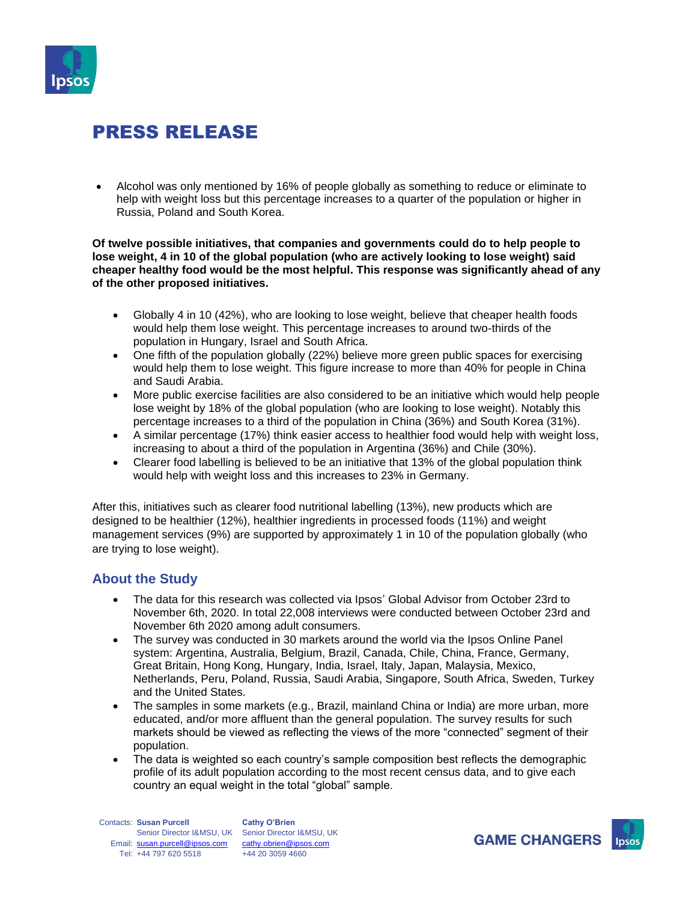# PRESS RELEASE

- Alcohol was only mentioned by 16% of people globally as something to reduce or eliminate to help with weight loss but this percentage increases to a quarter of the population or higher in Russia, Poland and South Korea.

**Of twelve possible initiatives, that companies and governments could do to help people to lose weight, 4 in 10 of the global population (who are actively looking to lose weight) said cheaper healthy food would be the most helpful. This response was significantly ahead of any of the other proposed initiatives.**

- Globally 4 in 10 (42%), who are looking to lose weight, believe that cheaper health foods would help them lose weight. This percentage increases to around two-thirds of the population in Hungary, Israel and South Africa.
- One fifth of the population globally (22%) believe more green public spaces for exercising would help them to lose weight. This figure increase to more than 40% for people in China and Saudi Arabia.
- More public exercise facilities are also considered to be an initiative which would help people lose weight by 18% of the global population (who are looking to lose weight). Notably this percentage increases to a third of the population in China (36%) and South Korea (31%).
- A similar percentage (17%) think easier access to healthier food would help with weight loss, increasing to about a third of the population in Argentina (36%) and Chile (30%).
- Clearer food labelling is believed to be an initiative that 13% of the global population think would help with weight loss and this increases to 23% in Germany.

After this, initiatives such as clearer food nutritional labelling (13%), new products which are designed to be healthier (12%), healthier ingredients in processed foods (11%) and weight management services (9%) are supported by approximately 1 in 10 of the population globally (who are trying to lose weight).

## About the Study

- The data for this research was collected via Ipsos' Global Advisor from October 23rd to November 6th, 2020. In total 22,008 interviews were conducted between October 23rd and November 6th 2020 among adult consumers.
- The survey was conducted in 30 markets around the world via the Ipsos Online Panel system: Argentina, Australia, Belgium, Brazil, Canada, Chile, China, France, Germany, Great Britain, Hong Kong, Hungary, India, Israel, Italy, Japan, Malaysia, Mexico, Netherlands, Peru, Poland, Russia, Saudi Arabia, Singapore, South Africa, Sweden, Turkey and the United States.
- The samples in some markets (e.g., Brazil, mainland China or India) are more urban, more educated, and/or more affluent than the general population. The survey results for such markets should be viewed as reflecting the views of the more "connected" segment of their population.
- The data is weighted so each country's sample composition best reflects the demographic profile of its adult population according to the most recent census data, and to give each country an equal weight in the total "global" sample.

Contacts: **Susan Purcell**
Senior Director I&MSU, UK
Email: susan.purcell@ipsos.com
Tel: +44 797 620 5518

**Cathy O'Brien**
Senior Director I&MSU, UK
cathy.obrien@ipsos.com
+44 20 3059 4660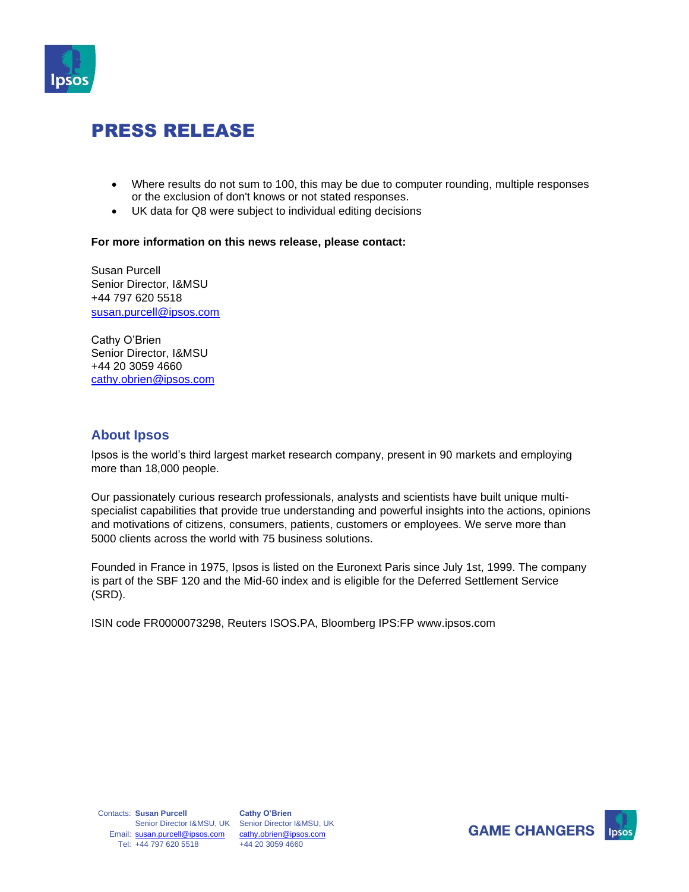# PRESS RELEASE

- Where results do not sum to 100, this may be due to computer rounding, multiple responses or the exclusion of don't knows or not stated responses.
- UK data for Q8 were subject to individual editing decisions

**For more information on this news release, please contact:**

Susan Purcell
Senior Director, I&MSU
+44 797 620 5518
susan.purcell@ipsos.com

Cathy O'Brien
Senior Director, I&MSU
+44 20 3059 4660
cathy.obrien@ipsos.com

## About Ipsos

Ipsos is the world's third largest market research company, present in 90 markets and employing more than 18,000 people.

Our passionately curious research professionals, analysts and scientists have built unique multi-specialist capabilities that provide true understanding and powerful insights into the actions, opinions and motivations of citizens, consumers, patients, customers or employees. We serve more than 5000 clients across the world with 75 business solutions.

Founded in France in 1975, Ipsos is listed on the Euronext Paris since July 1st, 1999. The company is part of the SBF 120 and the Mid-60 index and is eligible for the Deferred Settlement Service (SRD).

ISIN code FR0000073298, Reuters ISOS.PA, Bloomberg IPS:FP www.ipsos.com